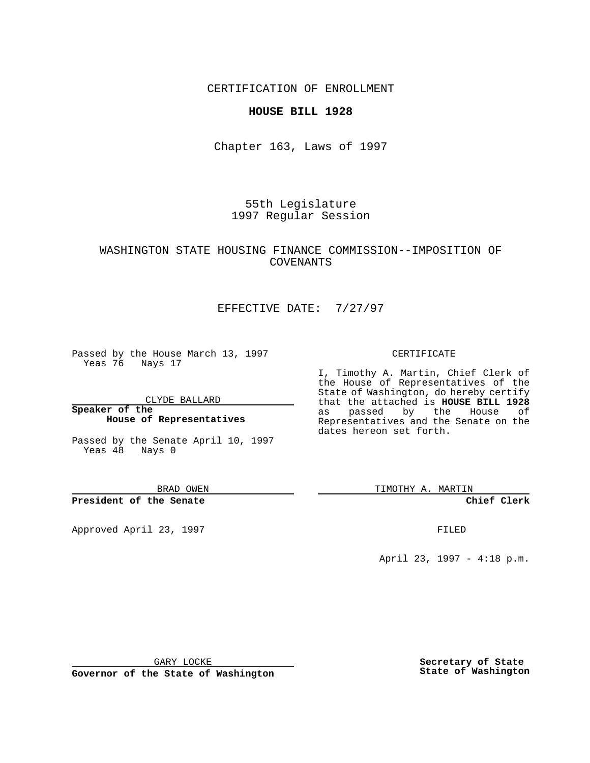CERTIFICATION OF ENROLLMENT

**HOUSE BILL 1928**

Chapter 163, Laws of 1997

55th Legislature
1997 Regular Session

WASHINGTON STATE HOUSING FINANCE COMMISSION--IMPOSITION OF COVENANTS

EFFECTIVE DATE: 7/27/97

Passed by the House March 13, 1997
Yeas 76 Nays 17

CLYDE BALLARD

**Speaker of the House of Representatives**

Passed by the Senate April 10, 1997
Yeas 48 Nays 0

BRAD OWEN

**President of the Senate**

Approved April 23, 1997

GARY LOCKE

**Governor of the State of Washington**

CERTIFICATE

I, Timothy A. Martin, Chief Clerk of the House of Representatives of the State of Washington, do hereby certify that the attached is **HOUSE BILL 1928** as passed by the House of Representatives and the Senate on the dates hereon set forth.

TIMOTHY A. MARTIN

**Chief Clerk**

FILED

April 23, 1997 - 4:18 p.m.

**Secretary of State State of Washington**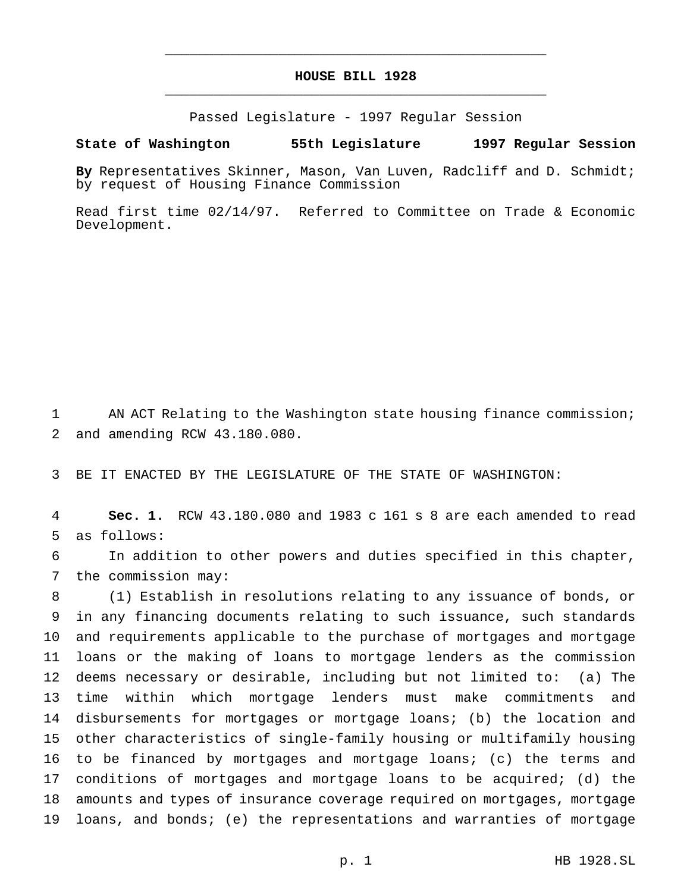# HOUSE BILL 1928

Passed Legislature - 1997 Regular Session

**State of Washington 55th Legislature 1997 Regular Session**

**By** Representatives Skinner, Mason, Van Luven, Radcliff and D. Schmidt; by request of Housing Finance Commission

Read first time 02/14/97. Referred to Committee on Trade & Economic Development.

AN ACT Relating to the Washington state housing finance commission; and amending RCW 43.180.080.

BE IT ENACTED BY THE LEGISLATURE OF THE STATE OF WASHINGTON:

**Sec. 1.** RCW 43.180.080 and 1983 c 161 s 8 are each amended to read as follows:

In addition to other powers and duties specified in this chapter, the commission may:

(1) Establish in resolutions relating to any issuance of bonds, or in any financing documents relating to such issuance, such standards and requirements applicable to the purchase of mortgages and mortgage loans or the making of loans to mortgage lenders as the commission deems necessary or desirable, including but not limited to: (a) The time within which mortgage lenders must make commitments and disbursements for mortgages or mortgage loans; (b) the location and other characteristics of single-family housing or multifamily housing to be financed by mortgages and mortgage loans; (c) the terms and conditions of mortgages and mortgage loans to be acquired; (d) the amounts and types of insurance coverage required on mortgages, mortgage loans, and bonds; (e) the representations and warranties of mortgage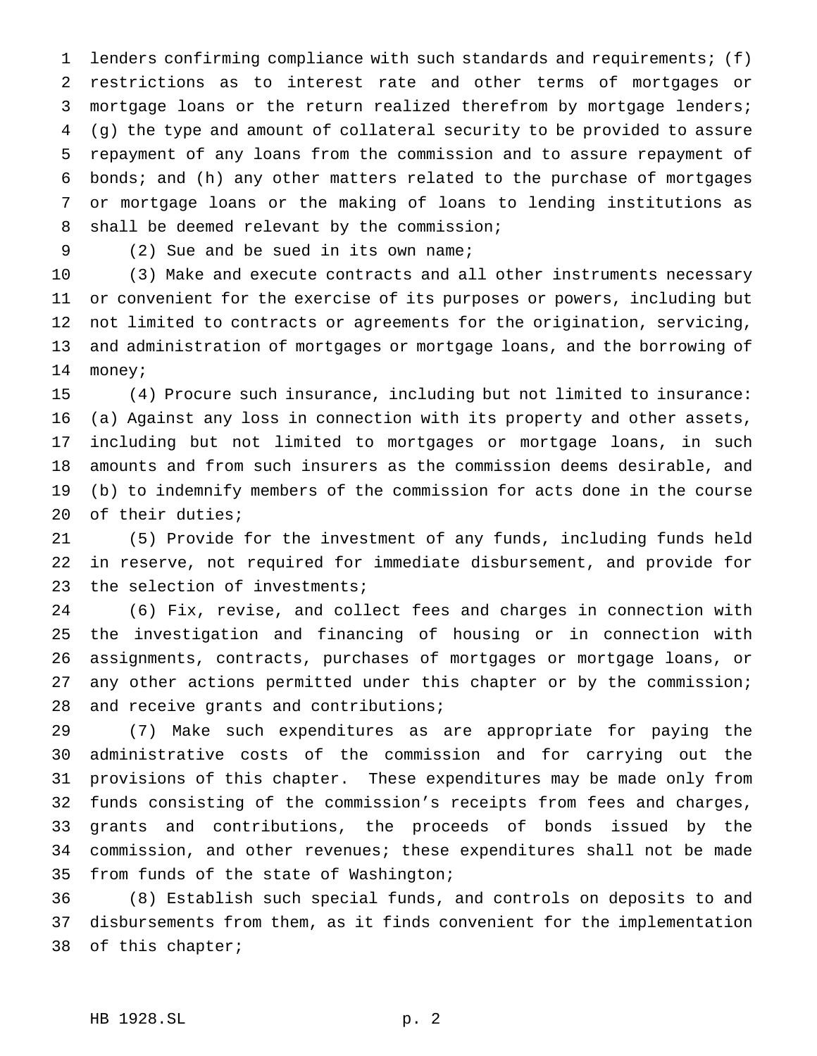lenders confirming compliance with such standards and requirements; (f) restrictions as to interest rate and other terms of mortgages or mortgage loans or the return realized therefrom by mortgage lenders; (g) the type and amount of collateral security to be provided to assure repayment of any loans from the commission and to assure repayment of bonds; and (h) any other matters related to the purchase of mortgages or mortgage loans or the making of loans to lending institutions as shall be deemed relevant by the commission;

(2) Sue and be sued in its own name;

(3) Make and execute contracts and all other instruments necessary or convenient for the exercise of its purposes or powers, including but not limited to contracts or agreements for the origination, servicing, and administration of mortgages or mortgage loans, and the borrowing of money;

(4) Procure such insurance, including but not limited to insurance: (a) Against any loss in connection with its property and other assets, including but not limited to mortgages or mortgage loans, in such amounts and from such insurers as the commission deems desirable, and (b) to indemnify members of the commission for acts done in the course of their duties;

(5) Provide for the investment of any funds, including funds held in reserve, not required for immediate disbursement, and provide for the selection of investments;

(6) Fix, revise, and collect fees and charges in connection with the investigation and financing of housing or in connection with assignments, contracts, purchases of mortgages or mortgage loans, or any other actions permitted under this chapter or by the commission; and receive grants and contributions;

(7) Make such expenditures as are appropriate for paying the administrative costs of the commission and for carrying out the provisions of this chapter. These expenditures may be made only from funds consisting of the commission's receipts from fees and charges, grants and contributions, the proceeds of bonds issued by the commission, and other revenues; these expenditures shall not be made from funds of the state of Washington;

(8) Establish such special funds, and controls on deposits to and disbursements from them, as it finds convenient for the implementation of this chapter;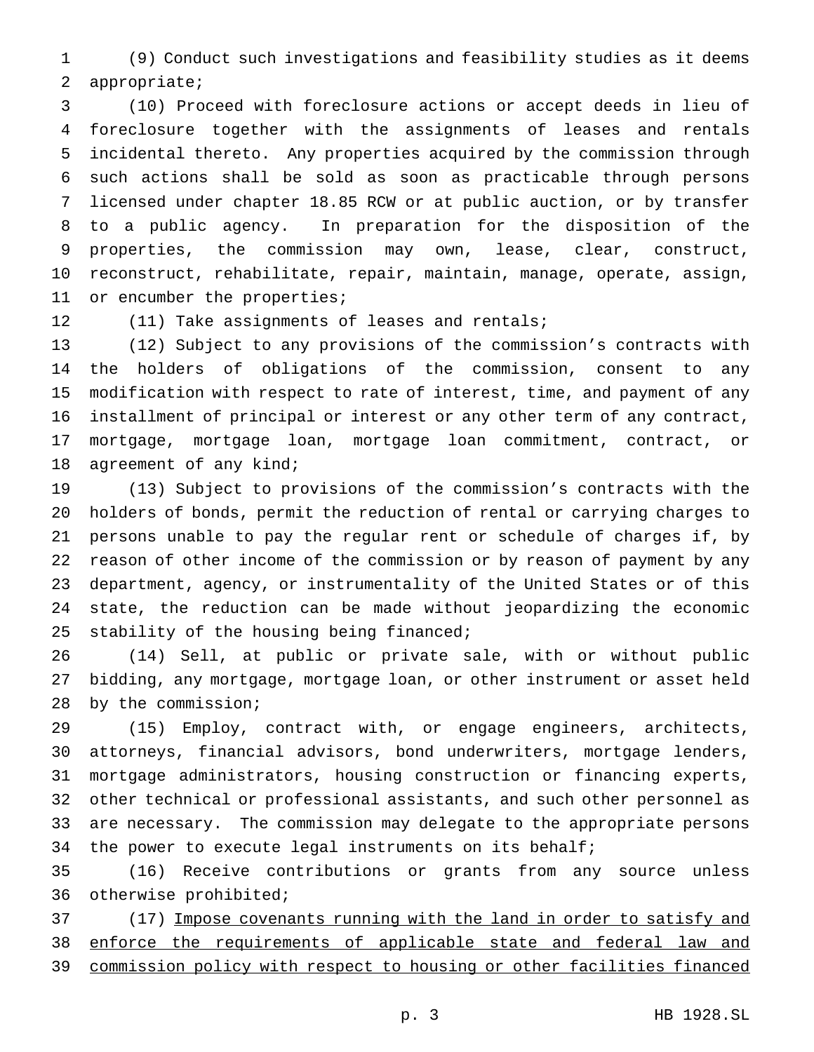(9) Conduct such investigations and feasibility studies as it deems appropriate;

(10) Proceed with foreclosure actions or accept deeds in lieu of foreclosure together with the assignments of leases and rentals incidental thereto. Any properties acquired by the commission through such actions shall be sold as soon as practicable through persons licensed under chapter 18.85 RCW or at public auction, or by transfer to a public agency. In preparation for the disposition of the properties, the commission may own, lease, clear, construct, reconstruct, rehabilitate, repair, maintain, manage, operate, assign, or encumber the properties;

(11) Take assignments of leases and rentals;

(12) Subject to any provisions of the commission's contracts with the holders of obligations of the commission, consent to any modification with respect to rate of interest, time, and payment of any installment of principal or interest or any other term of any contract, mortgage, mortgage loan, mortgage loan commitment, contract, or agreement of any kind;

(13) Subject to provisions of the commission's contracts with the holders of bonds, permit the reduction of rental or carrying charges to persons unable to pay the regular rent or schedule of charges if, by reason of other income of the commission or by reason of payment by any department, agency, or instrumentality of the United States or of this state, the reduction can be made without jeopardizing the economic stability of the housing being financed;

(14) Sell, at public or private sale, with or without public bidding, any mortgage, mortgage loan, or other instrument or asset held by the commission;

(15) Employ, contract with, or engage engineers, architects, attorneys, financial advisors, bond underwriters, mortgage lenders, mortgage administrators, housing construction or financing experts, other technical or professional assistants, and such other personnel as are necessary. The commission may delegate to the appropriate persons the power to execute legal instruments on its behalf;

(16) Receive contributions or grants from any source unless otherwise prohibited;

(17) <u>Impose covenants running with the land in order to satisfy and enforce the requirements of applicable state and federal law and commission policy with respect to housing or other facilities financed</u>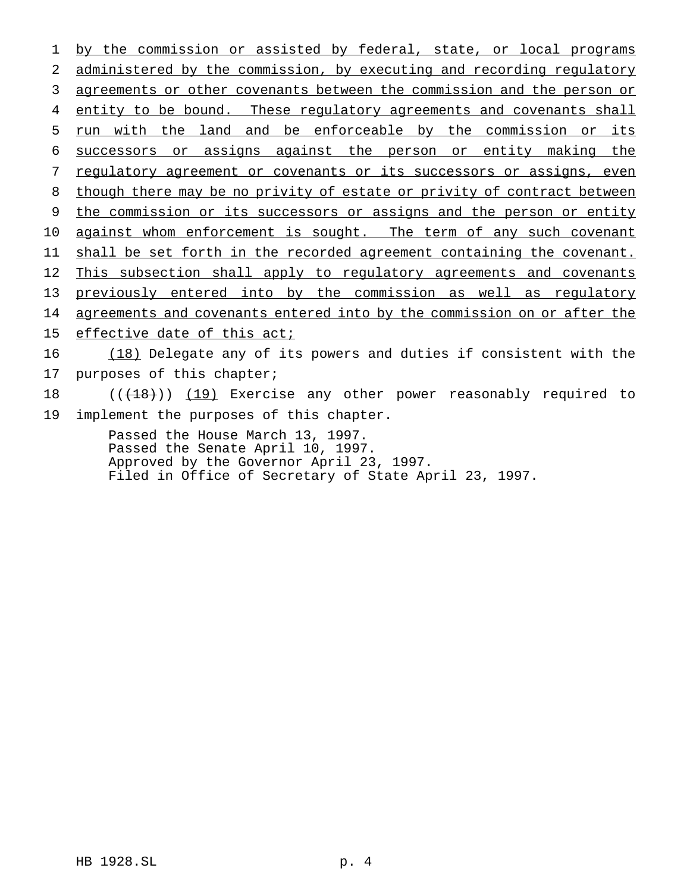by the commission or assisted by federal, state, or local programs administered by the commission, by executing and recording regulatory agreements or other covenants between the commission and the person or entity to be bound. These regulatory agreements and covenants shall run with the land and be enforceable by the commission or its successors or assigns against the person or entity making the regulatory agreement or covenants or its successors or assigns, even though there may be no privity of estate or privity of contract between the commission or its successors or assigns and the person or entity against whom enforcement is sought. The term of any such covenant shall be set forth in the recorded agreement containing the covenant. This subsection shall apply to regulatory agreements and covenants previously entered into by the commission as well as regulatory agreements and covenants entered into by the commission on or after the effective date of this act;

(18) Delegate any of its powers and duties if consistent with the purposes of this chapter;

((~~(18)~~)) (19) Exercise any other power reasonably required to implement the purposes of this chapter.

Passed the House March 13, 1997.
Passed the Senate April 10, 1997.
Approved by the Governor April 23, 1997.
Filed in Office of Secretary of State April 23, 1997.